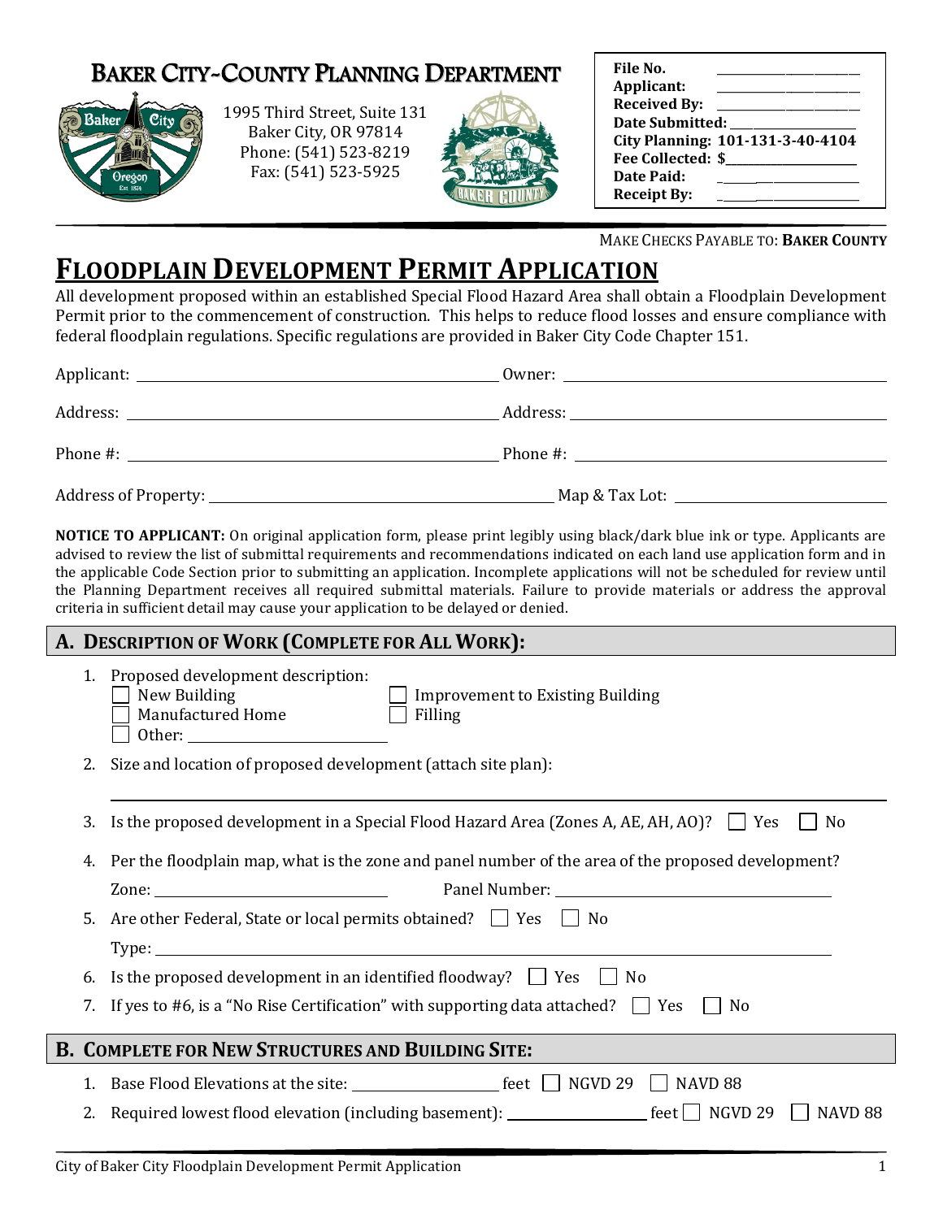# BAKER CITY-COUNTY PLANNING DEPARTMENT

1995 Third Street, Suite 131
Baker City, OR 97814
Phone: (541) 523-8219
Fax: (541) 523-5925

**File No.** ____________________
**Applicant:** ____________________
**Received By:** ____________________
**Date Submitted:** ____________________
**City Planning: 101-131-3-40-4104**
**Fee Collected: $**____________________
**Date Paid:** ____________________
**Receipt By:** ____________________

MAKE CHECKS PAYABLE TO: **BAKER COUNTY**

# FLOODPLAIN DEVELOPMENT PERMIT APPLICATION

All development proposed within an established Special Flood Hazard Area shall obtain a Floodplain Development Permit prior to the commencement of construction. This helps to reduce flood losses and ensure compliance with federal floodplain regulations. Specific regulations are provided in Baker City Code Chapter 151.

Applicant: ______________________________ Owner: ______________________________

Address: ______________________________ Address: ______________________________

Phone #: ______________________________ Phone #: ______________________________

Address of Property: ______________________________ Map & Tax Lot: ______________________________

**NOTICE TO APPLICANT:** On original application form, please print legibly using black/dark blue ink or type. Applicants are advised to review the list of submittal requirements and recommendations indicated on each land use application form and in the applicable Code Section prior to submitting an application. Incomplete applications will not be scheduled for review until the Planning Department receives all required submittal materials. Failure to provide materials or address the approval criteria in sufficient detail may cause your application to be delayed or denied.

## A. DESCRIPTION OF WORK (COMPLETE FOR ALL WORK):

1. Proposed development description:
   - ☐ New Building
   - ☐ Improvement to Existing Building
   - ☐ Manufactured Home
   - ☐ Filling
   - ☐ Other: ____________________
2. Size and location of proposed development (attach site plan):

   ______________________________________________________________
3. Is the proposed development in a Special Flood Hazard Area (Zones A, AE, AH, AO)? ☐ Yes ☐ No
4. Per the floodplain map, what is the zone and panel number of the area of the proposed development?

   Zone: ____________________ Panel Number: ____________________
5. Are other Federal, State or local permits obtained? ☐ Yes ☐ No

   Type: ______________________________________________________________
6. Is the proposed development in an identified floodway? ☐ Yes ☐ No
7. If yes to #6, is a "No Rise Certification" with supporting data attached? ☐ Yes ☐ No

## B. COMPLETE FOR NEW STRUCTURES AND BUILDING SITE:

1. Base Flood Elevations at the site: ______________ feet ☐ NGVD 29 ☐ NAVD 88
2. Required lowest flood elevation (including basement): ______________ feet ☐ NGVD 29 ☐ NAVD 88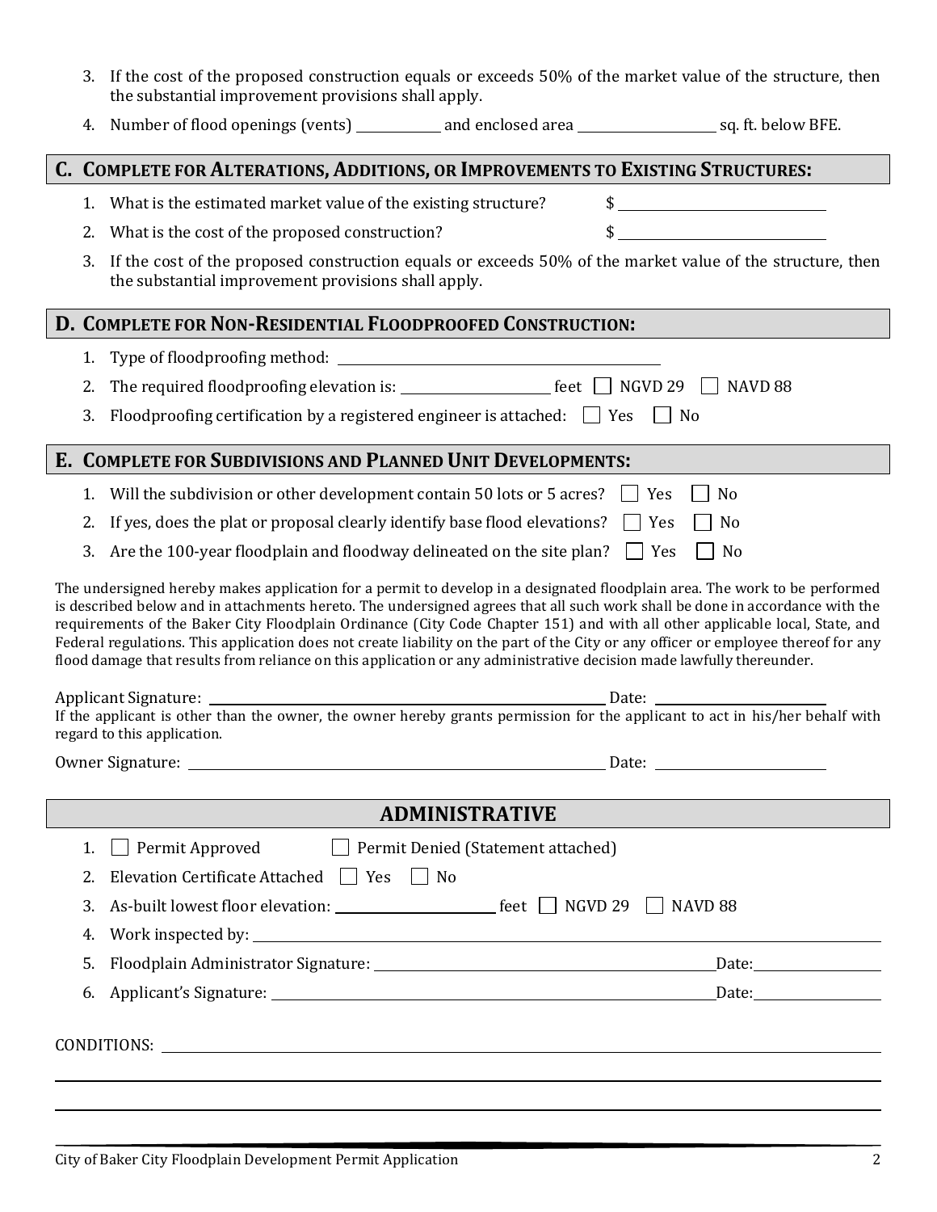3. If the cost of the proposed construction equals or exceeds 50% of the market value of the structure, then the substantial improvement provisions shall apply.
4. Number of flood openings (vents) ___________ and enclosed area ___________________ sq. ft. below BFE.

## C. Complete for Alterations, Additions, or Improvements to Existing Structures:

1. What is the estimated market value of the existing structure? $ ___________________________
2. What is the cost of the proposed construction? $ ___________________________
3. If the cost of the proposed construction equals or exceeds 50% of the market value of the structure, then the substantial improvement provisions shall apply.

## D. Complete for Non-Residential Floodproofed Construction:

1. Type of floodproofing method: _____________________________________________
2. The required floodproofing elevation is: ____________________ feet ☐ NGVD 29 ☐ NAVD 88
3. Floodproofing certification by a registered engineer is attached: ☐ Yes ☐ No

## E. Complete for Subdivisions and Planned Unit Developments:

1. Will the subdivision or other development contain 50 lots or 5 acres? ☐ Yes ☐ No
2. If yes, does the plat or proposal clearly identify base flood elevations? ☐ Yes ☐ No
3. Are the 100-year floodplain and floodway delineated on the site plan? ☐ Yes ☐ No

The undersigned hereby makes application for a permit to develop in a designated floodplain area. The work to be performed is described below and in attachments hereto. The undersigned agrees that all such work shall be done in accordance with the requirements of the Baker City Floodplain Ordinance (City Code Chapter 151) and with all other applicable local, State, and Federal regulations. This application does not create liability on the part of the City or any officer or employee thereof for any flood damage that results from reliance on this application or any administrative decision made lawfully thereunder.

Applicant Signature: ____________________________________________ Date: ____________________

If the applicant is other than the owner, the owner hereby grants permission for the applicant to act in his/her behalf with regard to this application.

Owner Signature: ____________________________________________ Date: ____________________

## ADMINISTRATIVE

1. ☐ Permit Approved ☐ Permit Denied (Statement attached)
2. Elevation Certificate Attached ☐ Yes ☐ No
3. As-built lowest floor elevation: ____________________ feet ☐ NGVD 29 ☐ NAVD 88
4. Work inspected by: ____________________________________________
5. Floodplain Administrator Signature: ____________________________________ Date: ______________
6. Applicant's Signature: ____________________________________ Date: ______________

CONDITIONS: ______________________________________________________________________

______________________________________________________________________

______________________________________________________________________